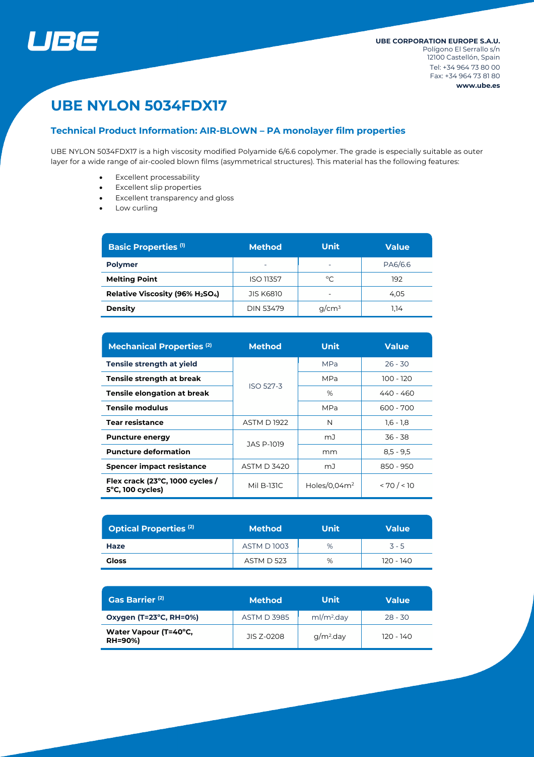UBE

**UBE CORPORATION EUROPE S.A.U.**
Polígono El Serrallo s/n
12100 Castellón, Spain
Tel: +34 964 73 80 00
Fax: +34 964 73 81 80
**www.ube.es**

# UBE NYLON 5034FDX17

## Technical Product Information: AIR-BLOWN – PA monolayer film properties

UBE NYLON 5034FDX17 is a high viscosity modified Polyamide 6/6.6 copolymer. The grade is especially suitable as outer layer for a wide range of air-cooled blown films (asymmetrical structures). This material has the following features:

- Excellent processability
- Excellent slip properties
- Excellent transparency and gloss
- Low curling

| Basic Properties (1) | Method | Unit | Value |
|---|---|---|---|
| **Polymer** | - | - | PA6/6.6 |
| **Melting Point** | ISO 11357 | °C | 192 |
| **Relative Viscosity (96% $H_2SO_4$)** | JIS K6810 | - | 4,05 |
| **Density** | DIN 53479 | g/cm³ | 1,14 |

| Mechanical Properties (2) | Method | Unit | Value |
|---|---|---|---|
| **Tensile strength at yield** | ISO 527-3 | MPa | 26 - 30 |
| **Tensile strength at break** | ISO 527-3 | MPa | 100 - 120 |
| **Tensile elongation at break** | ISO 527-3 | % | 440 - 460 |
| **Tensile modulus** | ISO 527-3 | MPa | 600 - 700 |
| **Tear resistance** | ASTM D 1922 | N | 1,6 - 1,8 |
| **Puncture energy** | JAS P-1019 | mJ | 36 - 38 |
| **Puncture deformation** | JAS P-1019 | mm | 8,5 - 9,5 |
| **Spencer impact resistance** | ASTM D 3420 | mJ | 850 - 950 |
| **Flex crack (23°C, 1000 cycles / 5°C, 100 cycles)** | Mil B-131C | Holes/0,04m² | < 70 / < 10 |

| Optical Properties (2) | Method | Unit | Value |
|---|---|---|---|
| **Haze** | ASTM D 1003 | % | 3 - 5 |
| **Gloss** | ASTM D 523 | % | 120 - 140 |

| Gas Barrier (2) | Method | Unit | Value |
|---|---|---|---|
| **Oxygen (T=23°C, RH=0%)** | ASTM D 3985 | ml/m².day | 28 - 30 |
| **Water Vapour (T=40°C, RH=90%)** | JIS Z-0208 | g/m².day | 120 - 140 |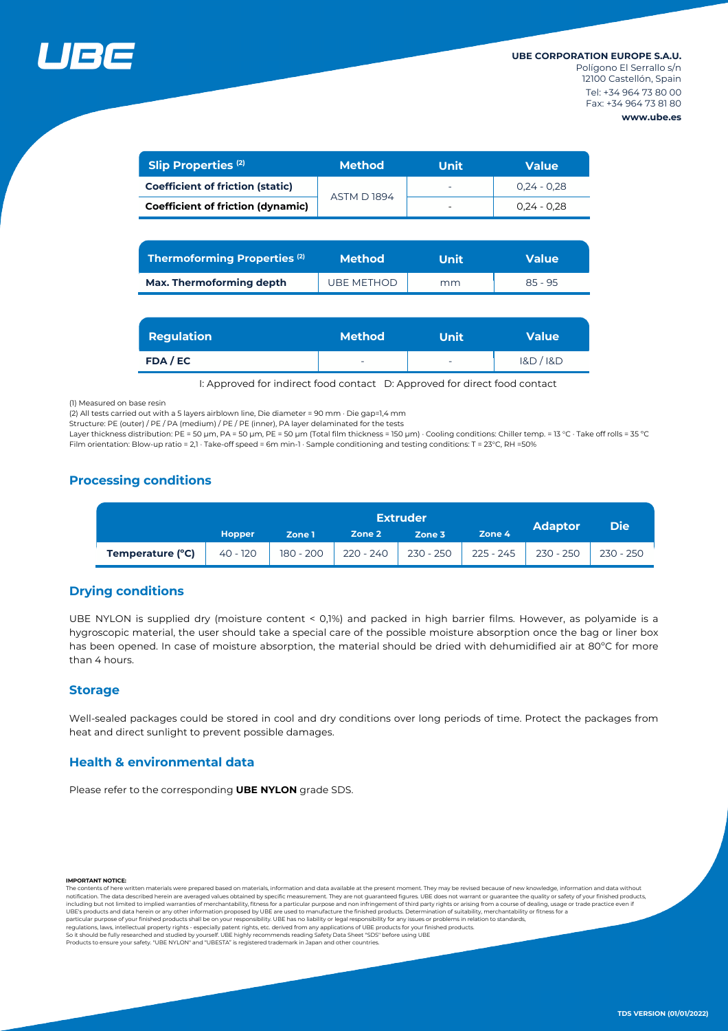UBE CORPORATION EUROPE S.A.U.
Polígono El Serrallo s/n
12100 Castellón, Spain
Tel: +34 964 73 80 00
Fax: +34 964 73 81 80
www.ube.es

| Slip Properties (2) | Method | Unit | Value |
|---|---|---|---|
| Coefficient of friction (static) | ASTM D 1894 | - | 0,24 - 0,28 |
| Coefficient of friction (dynamic) | | - | 0,24 - 0,28 |

| Thermoforming Properties (2) | Method | Unit | Value |
|---|---|---|---|
| Max. Thermoforming depth | UBE METHOD | mm | 85 - 95 |

| Regulation | Method | Unit | Value |
|---|---|---|---|
| FDA / EC | - | - | I&D / I&D |

I: Approved for indirect food contact   D: Approved for direct food contact

(1) Measured on base resin
(2) All tests carried out with a 5 layers airblown line, Die diameter = 90 mm · Die gap=1,4 mm
Structure: PE (outer) / PE / PA (medium) / PE / PE (inner), PA layer delaminated for the tests
Layer thickness distribution: PE = 50 µm, PA = 50 µm, PE = 50 µm (Total film thickness = 150 µm) · Cooling conditions: Chiller temp. = 13 °C · Take off rolls = 35 °C
Film orientation: Blow-up ratio = 2,1 · Take-off speed = 6m min-1 · Sample conditioning and testing conditions: T = 23°C, RH =50%

## Processing conditions

| | Extruder | | | | | Adaptor | Die |
|---|---|---|---|---|---|---|---|
| | Hopper | Zone 1 | Zone 2 | Zone 3 | Zone 4 | | |
| Temperature (°C) | 40 - 120 | 180 - 200 | 220 - 240 | 230 - 250 | 225 - 245 | 230 - 250 | 230 - 250 |

## Drying conditions

UBE NYLON is supplied dry (moisture content < 0,1%) and packed in high barrier films. However, as polyamide is a hygroscopic material, the user should take a special care of the possible moisture absorption once the bag or liner box has been opened. In case of moisture absorption, the material should be dried with dehumidified air at 80°C for more than 4 hours.

## Storage

Well-sealed packages could be stored in cool and dry conditions over long periods of time. Protect the packages from heat and direct sunlight to prevent possible damages.

## Health & environmental data

Please refer to the corresponding **UBE NYLON** grade SDS.

**IMPORTANT NOTICE:**
The contents of here written materials were prepared based on materials, information and data available at the present moment. They may be revised because of new knowledge, information and data without notification. The data described herein are averaged values obtained by specific measurement. They are not guaranteed figures. UBE does not warrant or guarantee the quality or safety of your finished products, including but not limited to implied warranties of merchantability, fitness for a particular purpose and non infringement of third party rights or arising from a course of dealing, usage or trade practice even if UBE's products and data herein or any other information proposed by UBE are used to manufacture the finished products. Determination of suitability, merchantability or fitness for a particular purpose of your finished products shall be on your responsibility. UBE has no liability or legal responsibility for any issues or problems in relation to standards, regulations, laws, intellectual property rights - especially patent rights, etc. derived from any applications of UBE products for your finished products.
So it should be fully researched and studied by yourself. UBE highly recommends reading Safety Data Sheet "SDS" before using UBE Products to ensure your safety. "UBE NYLON" and "UBESTA" is registered trademark in Japan and other countries.

TDS VERSION (01/01/2022)